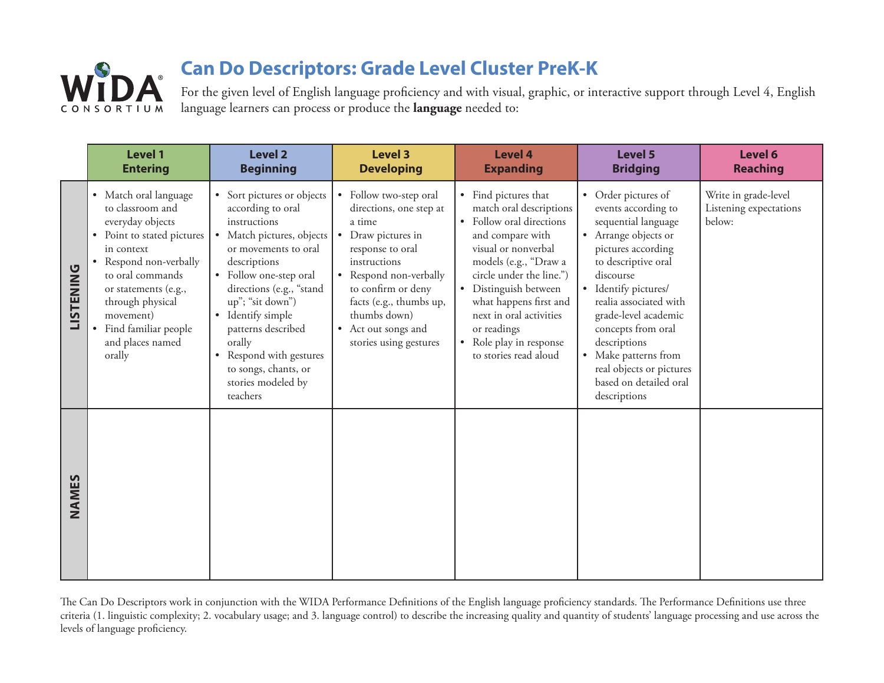# Can Do Descriptors: Grade Level Cluster PreK-K

WIDA CONSORTIUM

For the given level of English language proficiency and with visual, graphic, or interactive support through Level 4, English language learners can process or produce the **language** needed to:

| | Level 1 Entering | Level 2 Beginning | Level 3 Developing | Level 4 Expanding | Level 5 Bridging | Level 6 Reaching |
|---|---|---|---|---|---|---|
| **LISTENING** | • Match oral language to classroom and everyday objects<br>• Point to stated pictures in context<br>• Respond non-verbally to oral commands or statements (e.g., through physical movement)<br>• Find familiar people and places named orally | • Sort pictures or objects according to oral instructions<br>• Match pictures, objects or movements to oral descriptions<br>• Follow one-step oral directions (e.g., "stand up"; "sit down")<br>• Identify simple patterns described orally<br>• Respond with gestures to songs, chants, or stories modeled by teachers | • Follow two-step oral directions, one step at a time<br>• Draw pictures in response to oral instructions<br>• Respond non-verbally to confirm or deny facts (e.g., thumbs up, thumbs down)<br>• Act out songs and stories using gestures | • Find pictures that match oral descriptions<br>• Follow oral directions and compare with visual or nonverbal models (e.g., "Draw a circle under the line.")<br>• Distinguish between what happens first and next in oral activities or readings<br>• Role play in response to stories read aloud | • Order pictures of events according to sequential language<br>• Arrange objects or pictures according to descriptive oral discourse<br>• Identify pictures/realia associated with grade-level academic concepts from oral descriptions<br>• Make patterns from real objects or pictures based on detailed oral descriptions | Write in grade-level Listening expectations below: |
| **NAMES** | | | | | | |

The Can Do Descriptors work in conjunction with the WIDA Performance Definitions of the English language proficiency standards. The Performance Definitions use three criteria (1. linguistic complexity; 2. vocabulary usage; and 3. language control) to describe the increasing quality and quantity of students' language processing and use across the levels of language proficiency.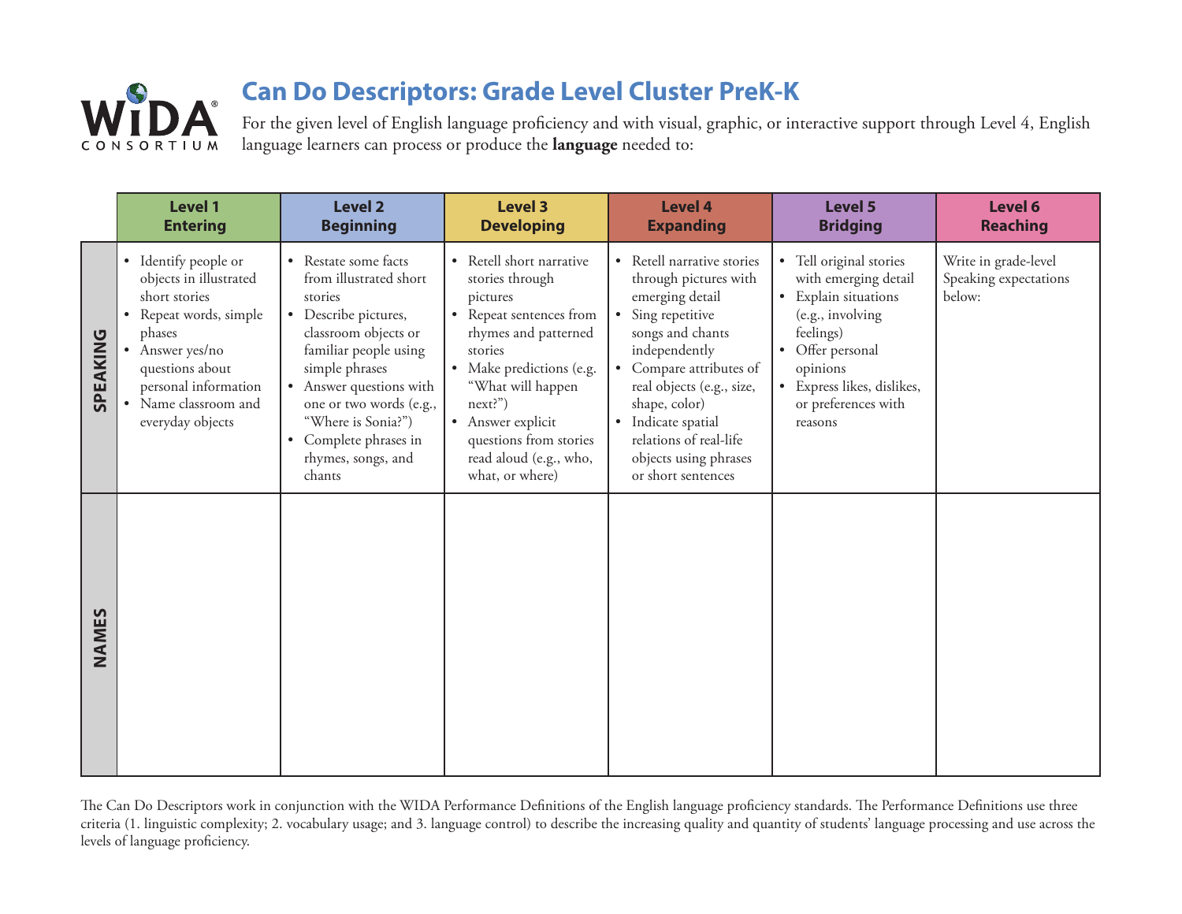# Can Do Descriptors: Grade Level Cluster PreK-K

For the given level of English language proficiency and with visual, graphic, or interactive support through Level 4, English language learners can process or produce the **language** needed to:

| | Level 1 Entering | Level 2 Beginning | Level 3 Developing | Level 4 Expanding | Level 5 Bridging | Level 6 Reaching |
|---|---|---|---|---|---|---|
| **SPEAKING** | • Identify people or objects in illustrated short stories<br>• Repeat words, simple phases<br>• Answer yes/no questions about personal information<br>• Name classroom and everyday objects | • Restate some facts from illustrated short stories<br>• Describe pictures, classroom objects or familiar people using simple phrases<br>• Answer questions with one or two words (e.g., "Where is Sonia?")<br>• Complete phrases in rhymes, songs, and chants | • Retell short narrative stories through pictures<br>• Repeat sentences from rhymes and patterned stories<br>• Make predictions (e.g. "What will happen next?")<br>• Answer explicit questions from stories read aloud (e.g., who, what, or where) | • Retell narrative stories through pictures with emerging detail<br>• Sing repetitive songs and chants independently<br>• Compare attributes of real objects (e.g., size, shape, color)<br>• Indicate spatial relations of real-life objects using phrases or short sentences | • Tell original stories with emerging detail<br>• Explain situations (e.g., involving feelings)<br>• Offer personal opinions<br>• Express likes, dislikes, or preferences with reasons | Write in grade-level Speaking expectations below: |
| **NAMES** | | | | | | |

The Can Do Descriptors work in conjunction with the WIDA Performance Definitions of the English language proficiency standards. The Performance Definitions use three criteria (1. linguistic complexity; 2. vocabulary usage; and 3. language control) to describe the increasing quality and quantity of students' language processing and use across the levels of language proficiency.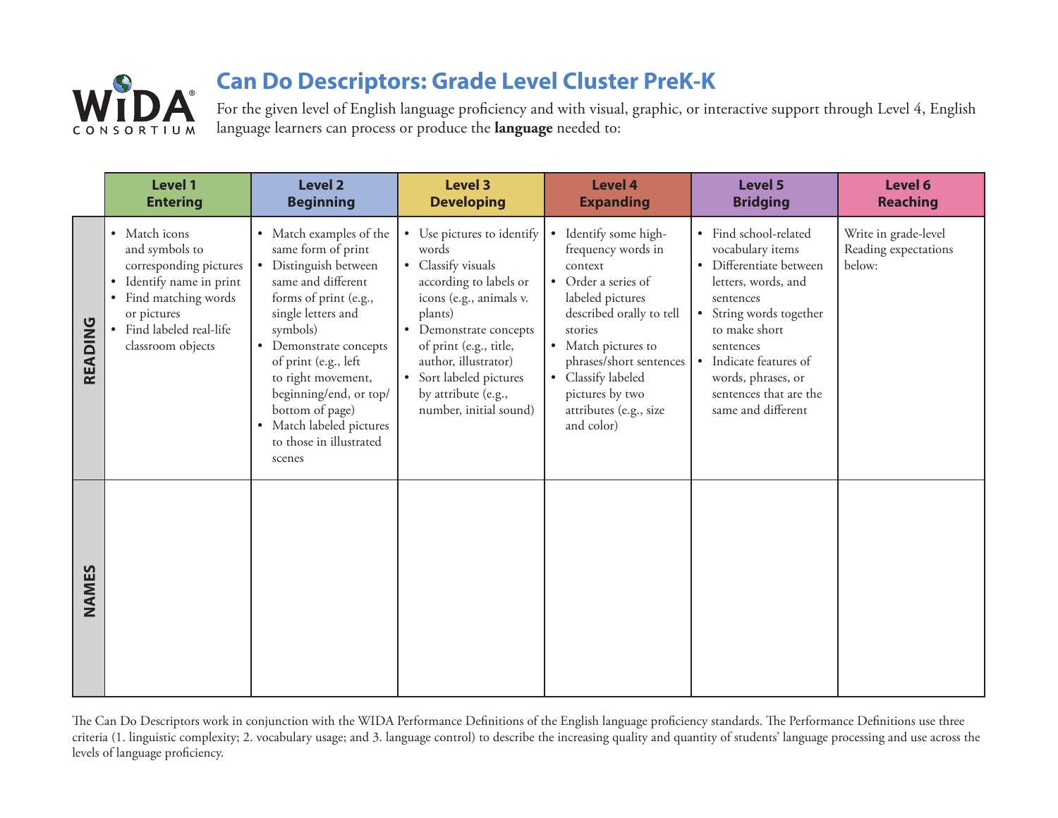# Can Do Descriptors: Grade Level Cluster PreK-K

For the given level of English language proficiency and with visual, graphic, or interactive support through Level 4, English language learners can process or produce the **language** needed to:

| | Level 1 Entering | Level 2 Beginning | Level 3 Developing | Level 4 Expanding | Level 5 Bridging | Level 6 Reaching |
|---|---|---|---|---|---|---|
| **READING** | • Match icons and symbols to corresponding pictures<br>• Identify name in print<br>• Find matching words or pictures<br>• Find labeled real-life classroom objects | • Match examples of the same form of print<br>• Distinguish between same and different forms of print (e.g., single letters and symbols)<br>• Demonstrate concepts of print (e.g., left to right movement, beginning/end, or top/bottom of page)<br>• Match labeled pictures to those in illustrated scenes | • Use pictures to identify words<br>• Classify visuals according to labels or icons (e.g., animals v. plants)<br>• Demonstrate concepts of print (e.g., title, author, illustrator)<br>• Sort labeled pictures by attribute (e.g., number, initial sound) | • Identify some high-frequency words in context<br>• Order a series of labeled pictures described orally to tell stories<br>• Match pictures to phrases/short sentences<br>• Classify labeled pictures by two attributes (e.g., size and color) | • Find school-related vocabulary items<br>• Differentiate between letters, words, and sentences<br>• String words together to make short sentences<br>• Indicate features of words, phrases, or sentences that are the same and different | Write in grade-level Reading expectations below: |
| **NAMES** | | | | | | |

The Can Do Descriptors work in conjunction with the WIDA Performance Definitions of the English language proficiency standards. The Performance Definitions use three criteria (1. linguistic complexity; 2. vocabulary usage; and 3. language control) to describe the increasing quality and quantity of students' language processing and use across the levels of language proficiency.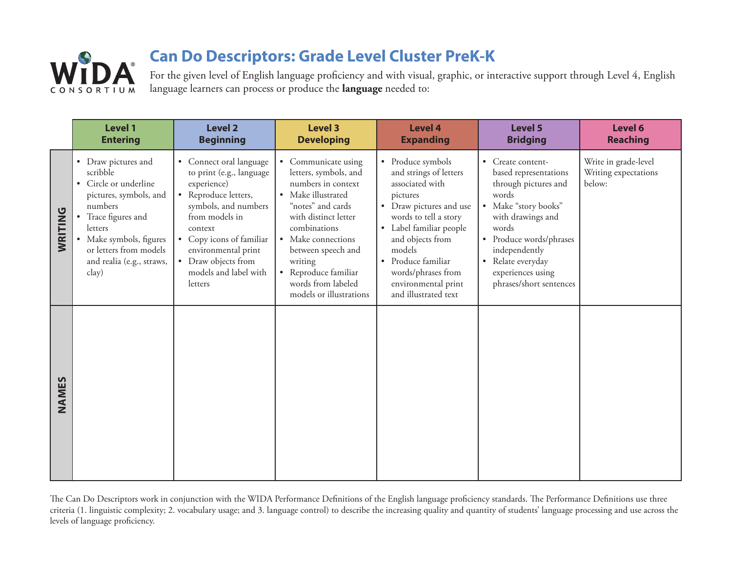WIDA® CONSORTIUM

# Can Do Descriptors: Grade Level Cluster PreK-K

For the given level of English language proficiency and with visual, graphic, or interactive support through Level 4, English language learners can process or produce the **language** needed to:

| | Level 1 Entering | Level 2 Beginning | Level 3 Developing | Level 4 Expanding | Level 5 Bridging | Level 6 Reaching |
|---|---|---|---|---|---|---|
| **WRITING** | • Draw pictures and scribble<br>• Circle or underline pictures, symbols, and numbers<br>• Trace figures and letters<br>• Make symbols, figures or letters from models and realia (e.g., straws, clay) | • Connect oral language to print (e.g., language experience)<br>• Reproduce letters, symbols, and numbers from models in context<br>• Copy icons of familiar environmental print<br>• Draw objects from models and label with letters | • Communicate using letters, symbols, and numbers in context<br>• Make illustrated "notes" and cards with distinct letter combinations<br>• Make connections between speech and writing<br>• Reproduce familiar words from labeled models or illustrations | • Produce symbols and strings of letters associated with pictures<br>• Draw pictures and use words to tell a story<br>• Label familiar people and objects from models<br>• Produce familiar words/phrases from environmental print and illustrated text | • Create content-based representations through pictures and words<br>• Make "story books" with drawings and words<br>• Produce words/phrases independently<br>• Relate everyday experiences using phrases/short sentences | Write in grade-level Writing expectations below: |
| **NAMES** | | | | | | |

The Can Do Descriptors work in conjunction with the WIDA Performance Definitions of the English language proficiency standards. The Performance Definitions use three criteria (1. linguistic complexity; 2. vocabulary usage; and 3. language control) to describe the increasing quality and quantity of students' language processing and use across the levels of language proficiency.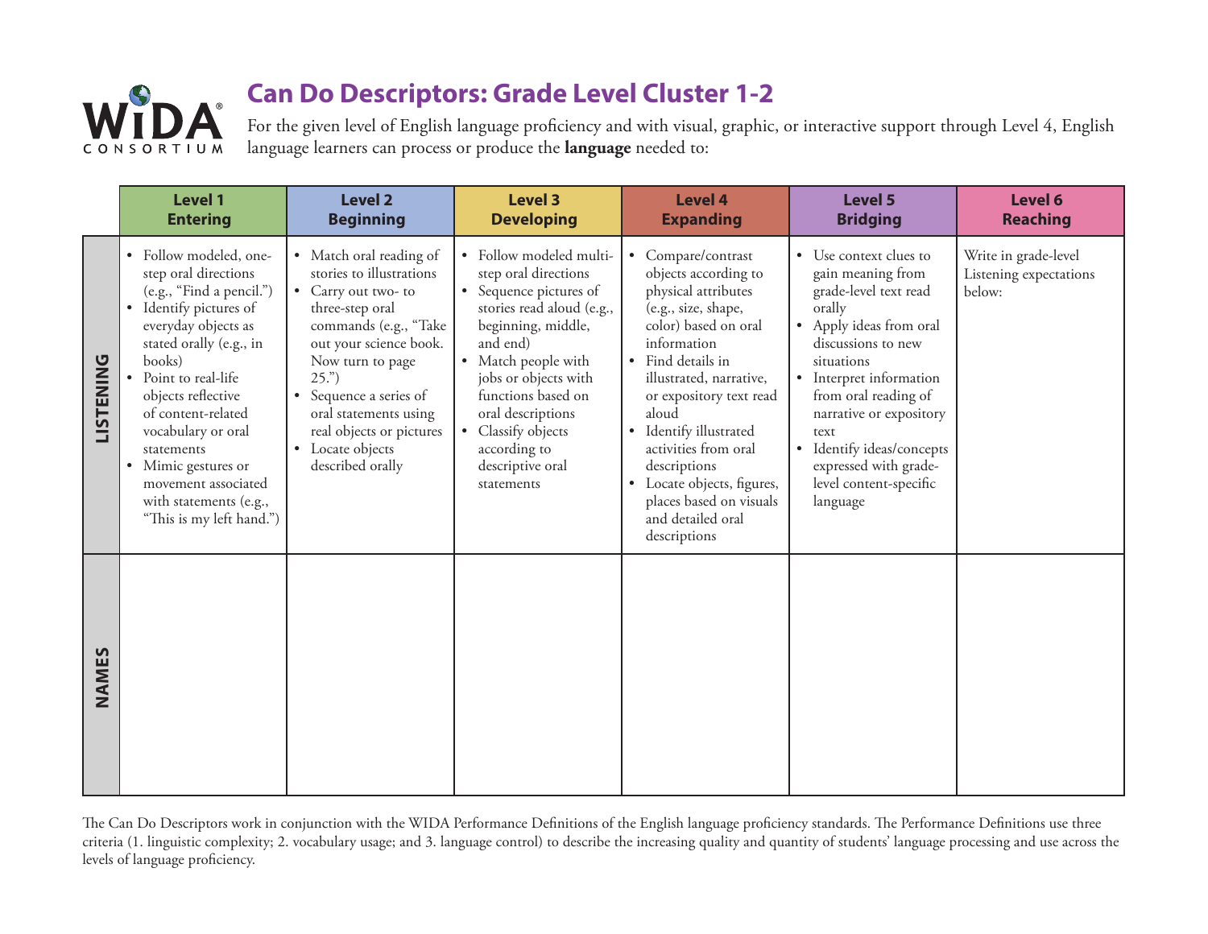# Can Do Descriptors: Grade Level Cluster 1-2

For the given level of English language proficiency and with visual, graphic, or interactive support through Level 4, English language learners can process or produce the **language** needed to:

| | Level 1 Entering | Level 2 Beginning | Level 3 Developing | Level 4 Expanding | Level 5 Bridging | Level 6 Reaching |
|---|---|---|---|---|---|---|
| **LISTENING** | • Follow modeled, one-step oral directions (e.g., "Find a pencil.")<br>• Identify pictures of everyday objects as stated orally (e.g., in books)<br>• Point to real-life objects reflective of content-related vocabulary or oral statements<br>• Mimic gestures or movement associated with statements (e.g., "This is my left hand.") | • Match oral reading of stories to illustrations<br>• Carry out two- to three-step oral commands (e.g., "Take out your science book. Now turn to page 25.")<br>• Sequence a series of oral statements using real objects or pictures<br>• Locate objects described orally | • Follow modeled multi-step oral directions<br>• Sequence pictures of stories read aloud (e.g., beginning, middle, and end)<br>• Match people with jobs or objects with functions based on oral descriptions<br>• Classify objects according to descriptive oral statements | • Compare/contrast objects according to physical attributes (e.g., size, shape, color) based on oral information<br>• Find details in illustrated, narrative, or expository text read aloud<br>• Identify illustrated activities from oral descriptions<br>• Locate objects, figures, places based on visuals and detailed oral descriptions | • Use context clues to gain meaning from grade-level text read orally<br>• Apply ideas from oral discussions to new situations<br>• Interpret information from oral reading of narrative or expository text<br>• Identify ideas/concepts expressed with grade-level content-specific language | Write in grade-level Listening expectations below: |
| **NAMES** | | | | | | |

The Can Do Descriptors work in conjunction with the WIDA Performance Definitions of the English language proficiency standards. The Performance Definitions use three criteria (1. linguistic complexity; 2. vocabulary usage; and 3. language control) to describe the increasing quality and quantity of students' language processing and use across the levels of language proficiency.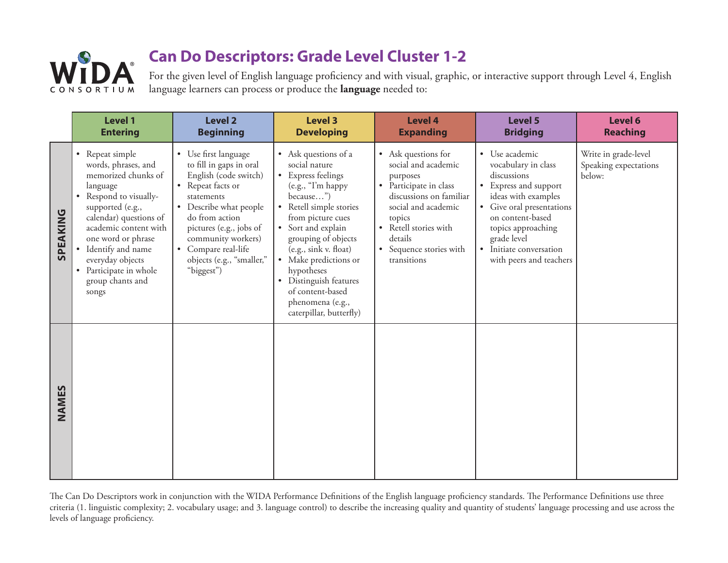WIDA CONSORTIUM

# Can Do Descriptors: Grade Level Cluster 1-2

For the given level of English language proficiency and with visual, graphic, or interactive support through Level 4, English language learners can process or produce the **language** needed to:

| | Level 1 Entering | Level 2 Beginning | Level 3 Developing | Level 4 Expanding | Level 5 Bridging | Level 6 Reaching |
|---|---|---|---|---|---|---|
| **SPEAKING** | • Repeat simple words, phrases, and memorized chunks of language<br>• Respond to visually-supported (e.g., calendar) questions of academic content with one word or phrase<br>• Identify and name everyday objects<br>• Participate in whole group chants and songs | • Use first language to fill in gaps in oral English (code switch)<br>• Repeat facts or statements<br>• Describe what people do from action pictures (e.g., jobs of community workers)<br>• Compare real-life objects (e.g., "smaller," "biggest") | • Ask questions of a social nature<br>• Express feelings (e.g., "I'm happy because…")<br>• Retell simple stories from picture cues<br>• Sort and explain grouping of objects (e.g., sink v. float)<br>• Make predictions or hypotheses<br>• Distinguish features of content-based phenomena (e.g., caterpillar, butterfly) | • Ask questions for social and academic purposes<br>• Participate in class discussions on familiar social and academic topics<br>• Retell stories with details<br>• Sequence stories with transitions | • Use academic vocabulary in class discussions<br>• Express and support ideas with examples<br>• Give oral presentations on content-based topics approaching grade level<br>• Initiate conversation with peers and teachers | Write in grade-level Speaking expectations below: |
| **NAMES** | | | | | | |

The Can Do Descriptors work in conjunction with the WIDA Performance Definitions of the English language proficiency standards. The Performance Definitions use three criteria (1. linguistic complexity; 2. vocabulary usage; and 3. language control) to describe the increasing quality and quantity of students' language processing and use across the levels of language proficiency.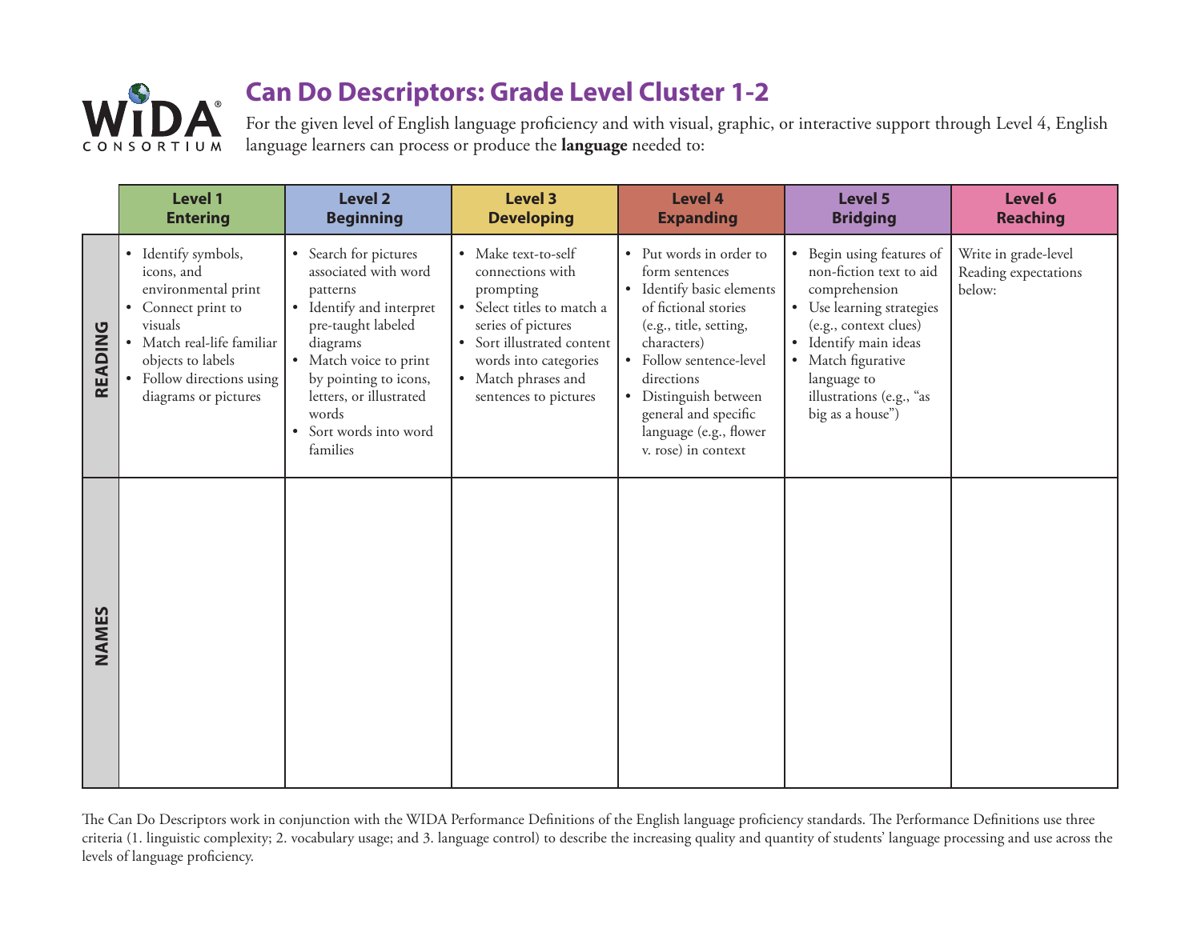WIDA CONSORTIUM

# Can Do Descriptors: Grade Level Cluster 1-2

For the given level of English language proficiency and with visual, graphic, or interactive support through Level 4, English language learners can process or produce the **language** needed to:

| | Level 1 Entering | Level 2 Beginning | Level 3 Developing | Level 4 Expanding | Level 5 Bridging | Level 6 Reaching |
|---|---|---|---|---|---|---|
| **READING** | • Identify symbols, icons, and environmental print<br>• Connect print to visuals<br>• Match real-life familiar objects to labels<br>• Follow directions using diagrams or pictures | • Search for pictures associated with word patterns<br>• Identify and interpret pre-taught labeled diagrams<br>• Match voice to print by pointing to icons, letters, or illustrated words<br>• Sort words into word families | • Make text-to-self connections with prompting<br>• Select titles to match a series of pictures<br>• Sort illustrated content words into categories<br>• Match phrases and sentences to pictures | • Put words in order to form sentences<br>• Identify basic elements of fictional stories (e.g., title, setting, characters)<br>• Follow sentence-level directions<br>• Distinguish between general and specific language (e.g., flower v. rose) in context | • Begin using features of non-fiction text to aid comprehension<br>• Use learning strategies (e.g., context clues)<br>• Identify main ideas<br>• Match figurative language to illustrations (e.g., "as big as a house") | Write in grade-level Reading expectations below: |
| **NAMES** | | | | | | |

The Can Do Descriptors work in conjunction with the WIDA Performance Definitions of the English language proficiency standards. The Performance Definitions use three criteria (1. linguistic complexity; 2. vocabulary usage; and 3. language control) to describe the increasing quality and quantity of students' language processing and use across the levels of language proficiency.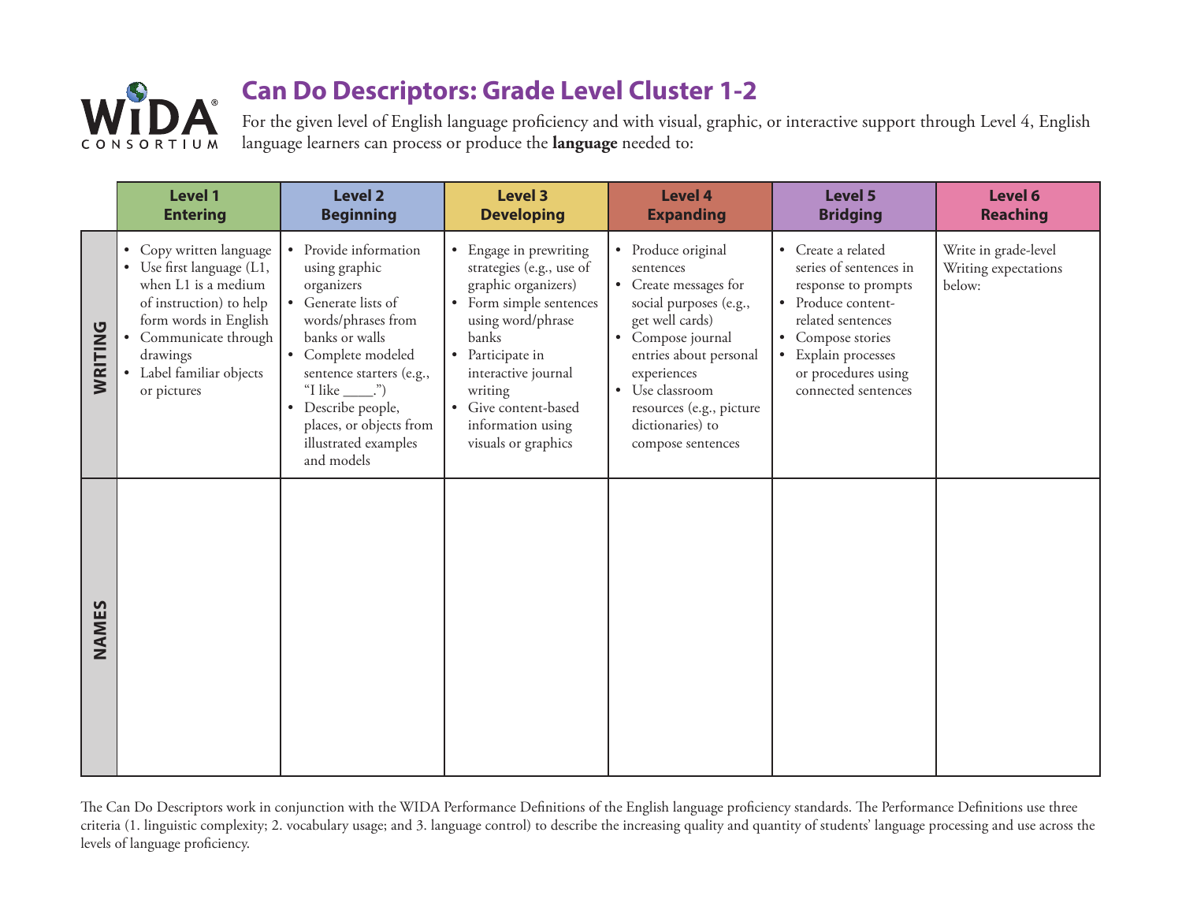# Can Do Descriptors: Grade Level Cluster 1-2

For the given level of English language proficiency and with visual, graphic, or interactive support through Level 4, English language learners can process or produce the **language** needed to:

| | Level 1 Entering | Level 2 Beginning | Level 3 Developing | Level 4 Expanding | Level 5 Bridging | Level 6 Reaching |
|---|---|---|---|---|---|---|
| **WRITING** | • Copy written language<br>• Use first language (L1, when L1 is a medium of instruction) to help form words in English<br>• Communicate through drawings<br>• Label familiar objects or pictures | • Provide information using graphic organizers<br>• Generate lists of words/phrases from banks or walls<br>• Complete modeled sentence starters (e.g., "I like ____.")<br>• Describe people, places, or objects from illustrated examples and models | • Engage in prewriting strategies (e.g., use of graphic organizers)<br>• Form simple sentences using word/phrase banks<br>• Participate in interactive journal writing<br>• Give content-based information using visuals or graphics | • Produce original sentences<br>• Create messages for social purposes (e.g., get well cards)<br>• Compose journal entries about personal experiences<br>• Use classroom resources (e.g., picture dictionaries) to compose sentences | • Create a related series of sentences in response to prompts<br>• Produce content-related sentences<br>• Compose stories<br>• Explain processes or procedures using connected sentences | Write in grade-level Writing expectations below: |
| **NAMES** | | | | | | |

The Can Do Descriptors work in conjunction with the WIDA Performance Definitions of the English language proficiency standards. The Performance Definitions use three criteria (1. linguistic complexity; 2. vocabulary usage; and 3. language control) to describe the increasing quality and quantity of students' language processing and use across the levels of language proficiency.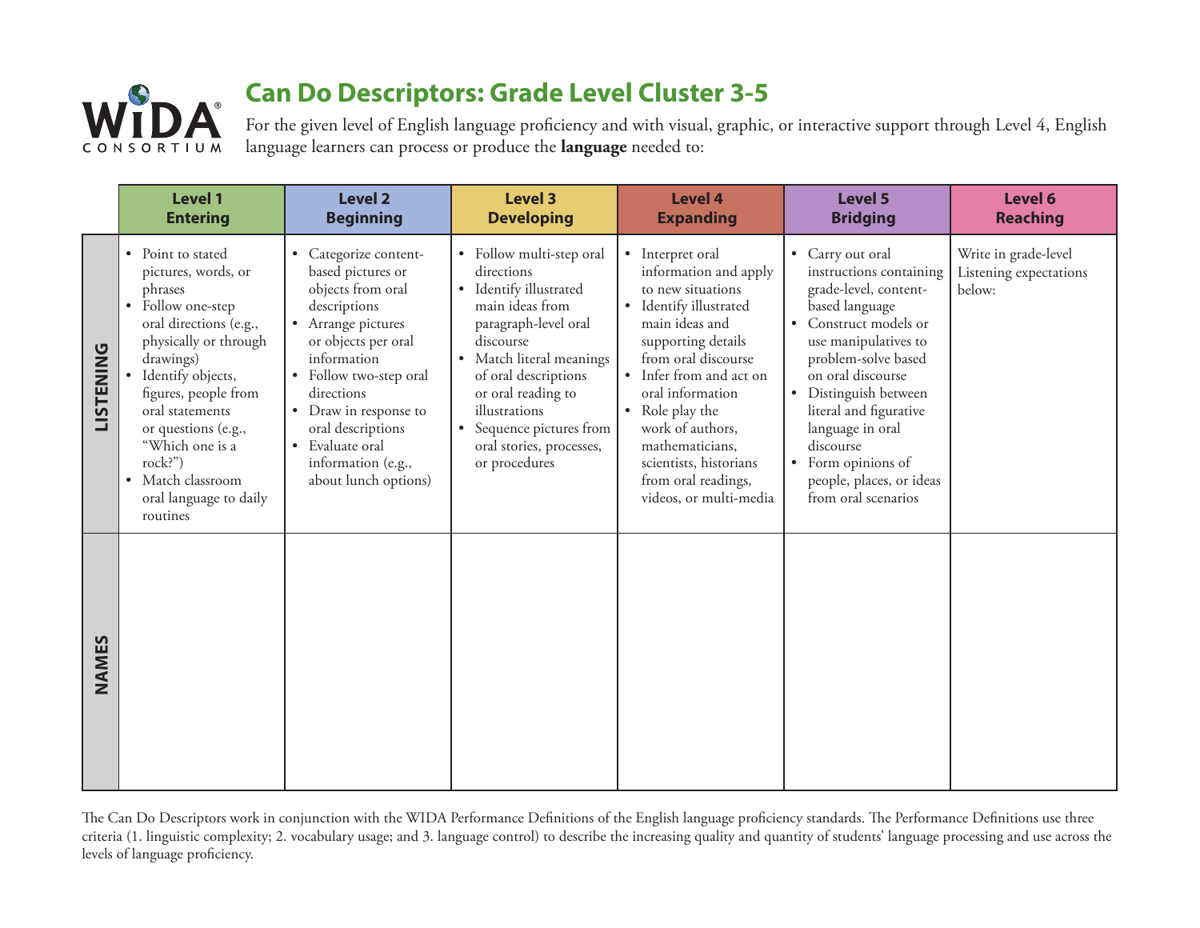# Can Do Descriptors: Grade Level Cluster 3-5

For the given level of English language proficiency and with visual, graphic, or interactive support through Level 4, English language learners can process or produce the **language** needed to:

| | Level 1 Entering | Level 2 Beginning | Level 3 Developing | Level 4 Expanding | Level 5 Bridging | Level 6 Reaching |
|---|---|---|---|---|---|---|
| **LISTENING** | • Point to stated pictures, words, or phrases<br>• Follow one-step oral directions (e.g., physically or through drawings)<br>• Identify objects, figures, people from oral statements or questions (e.g., "Which one is a rock?")<br>• Match classroom oral language to daily routines | • Categorize content-based pictures or objects from oral descriptions<br>• Arrange pictures or objects per oral information<br>• Follow two-step oral directions<br>• Draw in response to oral descriptions<br>• Evaluate oral information (e.g., about lunch options) | • Follow multi-step oral directions<br>• Identify illustrated main ideas from paragraph-level oral discourse<br>• Match literal meanings of oral descriptions or oral reading to illustrations<br>• Sequence pictures from oral stories, processes, or procedures | • Interpret oral information and apply to new situations<br>• Identify illustrated main ideas and supporting details from oral discourse<br>• Infer from and act on oral information<br>• Role play the work of authors, mathematicians, scientists, historians from oral readings, videos, or multi-media | • Carry out oral instructions containing grade-level, content-based language<br>• Construct models or use manipulatives to problem-solve based on oral discourse<br>• Distinguish between literal and figurative language in oral discourse<br>• Form opinions of people, places, or ideas from oral scenarios | Write in grade-level Listening expectations below: |
| **NAMES** | | | | | | |

The Can Do Descriptors work in conjunction with the WIDA Performance Definitions of the English language proficiency standards. The Performance Definitions use three criteria (1. linguistic complexity; 2. vocabulary usage; and 3. language control) to describe the increasing quality and quantity of students' language processing and use across the levels of language proficiency.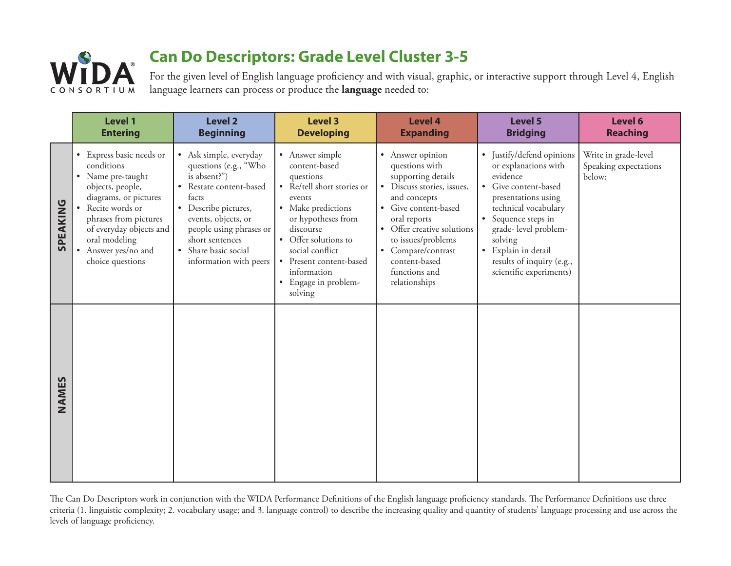# Can Do Descriptors: Grade Level Cluster 3-5

For the given level of English language proficiency and with visual, graphic, or interactive support through Level 4, English language learners can process or produce the **language** needed to:

| | Level 1 Entering | Level 2 Beginning | Level 3 Developing | Level 4 Expanding | Level 5 Bridging | Level 6 Reaching |
|---|---|---|---|---|---|---|
| **SPEAKING** | • Express basic needs or conditions<br>• Name pre-taught objects, people, diagrams, or pictures<br>• Recite words or phrases from pictures of everyday objects and oral modeling<br>• Answer yes/no and choice questions | • Ask simple, everyday questions (e.g., "Who is absent?")<br>• Restate content-based facts<br>• Describe pictures, events, objects, or people using phrases or short sentences<br>• Share basic social information with peers | • Answer simple content-based questions<br>• Re/tell short stories or events<br>• Make predictions or hypotheses from discourse<br>• Offer solutions to social conflict<br>• Present content-based information<br>• Engage in problem-solving | • Answer opinion questions with supporting details<br>• Discuss stories, issues, and concepts<br>• Give content-based oral reports<br>• Offer creative solutions to issues/problems<br>• Compare/contrast content-based functions and relationships | • Justify/defend opinions or explanations with evidence<br>• Give content-based presentations using technical vocabulary<br>• Sequence steps in grade- level problem-solving<br>• Explain in detail results of inquiry (e.g., scientific experiments) | Write in grade-level Speaking expectations below: |
| **NAMES** | | | | | | |

The Can Do Descriptors work in conjunction with the WIDA Performance Definitions of the English language proficiency standards. The Performance Definitions use three criteria (1. linguistic complexity; 2. vocabulary usage; and 3. language control) to describe the increasing quality and quantity of students' language processing and use across the levels of language proficiency.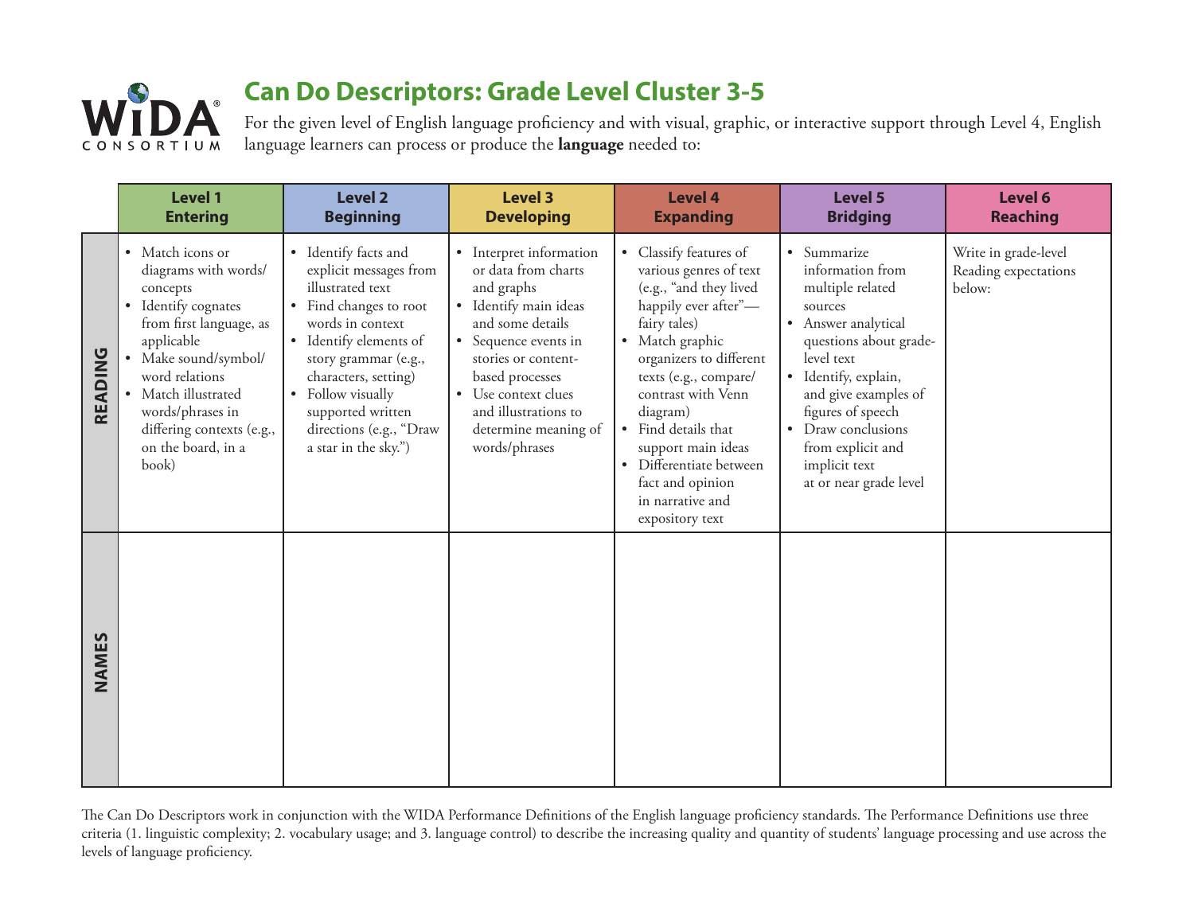WIDA CONSORTIUM

# Can Do Descriptors: Grade Level Cluster 3-5

For the given level of English language proficiency and with visual, graphic, or interactive support through Level 4, English language learners can process or produce the **language** needed to:

| | Level 1 Entering | Level 2 Beginning | Level 3 Developing | Level 4 Expanding | Level 5 Bridging | Level 6 Reaching |
|---|---|---|---|---|---|---|
| **READING** | • Match icons or diagrams with words/concepts<br>• Identify cognates from first language, as applicable<br>• Make sound/symbol/word relations<br>• Match illustrated words/phrases in differing contexts (e.g., on the board, in a book) | • Identify facts and explicit messages from illustrated text<br>• Find changes to root words in context<br>• Identify elements of story grammar (e.g., characters, setting)<br>• Follow visually supported written directions (e.g., "Draw a star in the sky.") | • Interpret information or data from charts and graphs<br>• Identify main ideas and some details<br>• Sequence events in stories or content-based processes<br>• Use context clues and illustrations to determine meaning of words/phrases | • Classify features of various genres of text (e.g., "and they lived happily ever after"—fairy tales)<br>• Match graphic organizers to different texts (e.g., compare/contrast with Venn diagram)<br>• Find details that support main ideas<br>• Differentiate between fact and opinion in narrative and expository text | • Summarize information from multiple related sources<br>• Answer analytical questions about grade-level text<br>• Identify, explain, and give examples of figures of speech<br>• Draw conclusions from explicit and implicit text at or near grade level | Write in grade-level Reading expectations below: |
| **NAMES** | | | | | | |

The Can Do Descriptors work in conjunction with the WIDA Performance Definitions of the English language proficiency standards. The Performance Definitions use three criteria (1. linguistic complexity; 2. vocabulary usage; and 3. language control) to describe the increasing quality and quantity of students' language processing and use across the levels of language proficiency.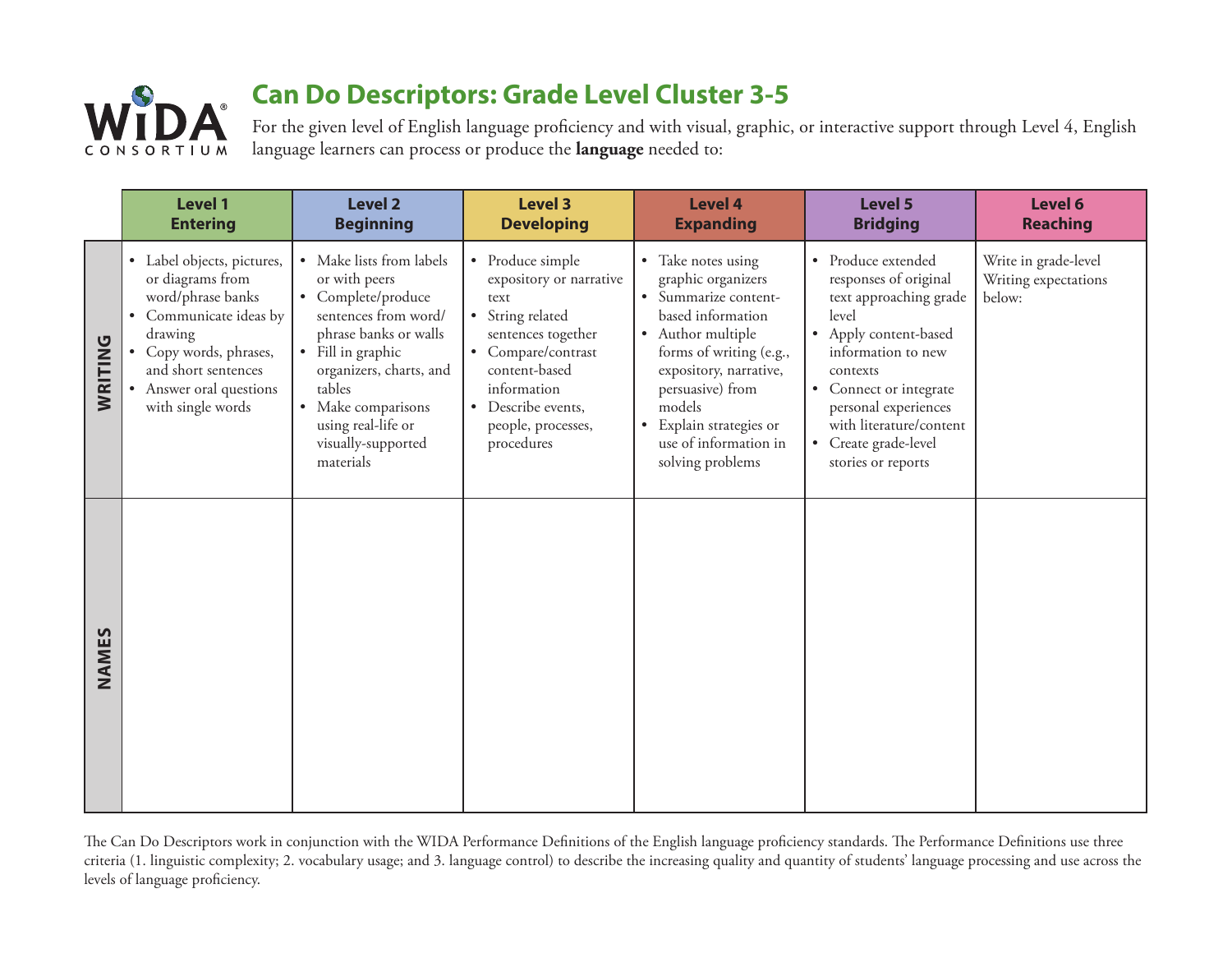WIDA CONSORTIUM

# Can Do Descriptors: Grade Level Cluster 3-5

For the given level of English language proficiency and with visual, graphic, or interactive support through Level 4, English language learners can process or produce the **language** needed to:

| | Level 1 Entering | Level 2 Beginning | Level 3 Developing | Level 4 Expanding | Level 5 Bridging | Level 6 Reaching |
|---|---|---|---|---|---|---|
| WRITING | • Label objects, pictures, or diagrams from word/phrase banks<br>• Communicate ideas by drawing<br>• Copy words, phrases, and short sentences<br>• Answer oral questions with single words | • Make lists from labels or with peers<br>• Complete/produce sentences from word/phrase banks or walls<br>• Fill in graphic organizers, charts, and tables<br>• Make comparisons using real-life or visually-supported materials | • Produce simple expository or narrative text<br>• String related sentences together<br>• Compare/contrast content-based information<br>• Describe events, people, processes, procedures | • Take notes using graphic organizers<br>• Summarize content-based information<br>• Author multiple forms of writing (e.g., expository, narrative, persuasive) from models<br>• Explain strategies or use of information in solving problems | • Produce extended responses of original text approaching grade level<br>• Apply content-based information to new contexts<br>• Connect or integrate personal experiences with literature/content<br>• Create grade-level stories or reports | Write in grade-level Writing expectations below: |
| NAMES | | | | | | |

The Can Do Descriptors work in conjunction with the WIDA Performance Definitions of the English language proficiency standards. The Performance Definitions use three criteria (1. linguistic complexity; 2. vocabulary usage; and 3. language control) to describe the increasing quality and quantity of students' language processing and use across the levels of language proficiency.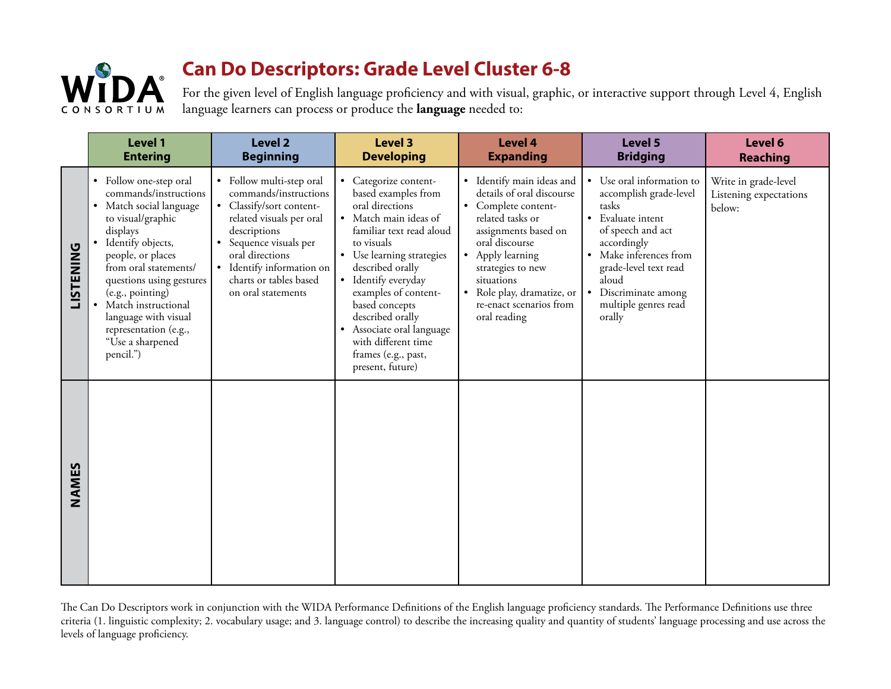# Can Do Descriptors: Grade Level Cluster 6-8

WIDA CONSORTIUM

For the given level of English language proficiency and with visual, graphic, or interactive support through Level 4, English language learners can process or produce the **language** needed to:

| | Level 1 Entering | Level 2 Beginning | Level 3 Developing | Level 4 Expanding | Level 5 Bridging | Level 6 Reaching |
|---|---|---|---|---|---|---|
| **LISTENING** | • Follow one-step oral commands/instructions<br>• Match social language to visual/graphic displays<br>• Identify objects, people, or places from oral statements/questions using gestures (e.g., pointing)<br>• Match instructional language with visual representation (e.g., "Use a sharpened pencil.") | • Follow multi-step oral commands/instructions<br>• Classify/sort content-related visuals per oral descriptions<br>• Sequence visuals per oral directions<br>• Identify information on charts or tables based on oral statements | • Categorize content-based examples from oral directions<br>• Match main ideas of familiar text read aloud to visuals<br>• Use learning strategies described orally<br>• Identify everyday examples of content-based concepts described orally<br>• Associate oral language with different time frames (e.g., past, present, future) | • Identify main ideas and details of oral discourse<br>• Complete content-related tasks or assignments based on oral discourse<br>• Apply learning strategies to new situations<br>• Role play, dramatize, or re-enact scenarios from oral reading | • Use oral information to accomplish grade-level tasks<br>• Evaluate intent of speech and act accordingly<br>• Make inferences from grade-level text read aloud<br>• Discriminate among multiple genres read orally | Write in grade-level Listening expectations below: |
| **NAMES** | | | | | | |

The Can Do Descriptors work in conjunction with the WIDA Performance Definitions of the English language proficiency standards. The Performance Definitions use three criteria (1. linguistic complexity; 2. vocabulary usage; and 3. language control) to describe the increasing quality and quantity of students' language processing and use across the levels of language proficiency.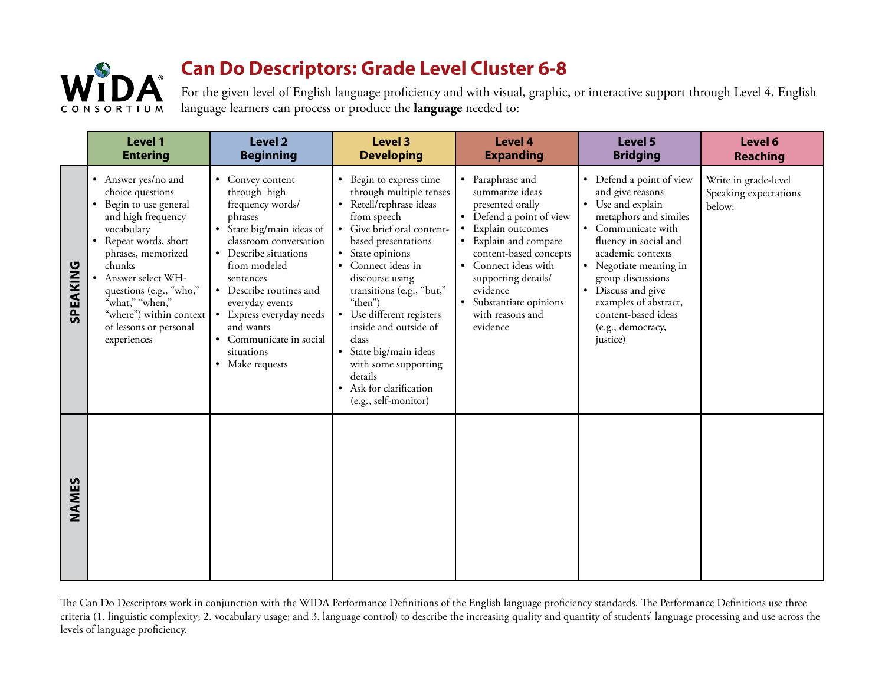# Can Do Descriptors: Grade Level Cluster 6-8

WIDA CONSORTIUM

For the given level of English language proficiency and with visual, graphic, or interactive support through Level 4, English language learners can process or produce the **language** needed to:

| | Level 1 Entering | Level 2 Beginning | Level 3 Developing | Level 4 Expanding | Level 5 Bridging | Level 6 Reaching |
|---|---|---|---|---|---|---|
| **SPEAKING** | • Answer yes/no and choice questions<br>• Begin to use general and high frequency vocabulary<br>• Repeat words, short phrases, memorized chunks<br>• Answer select WH- questions (e.g., "who," "what," "when," "where") within context of lessons or personal experiences | • Convey content through high frequency words/ phrases<br>• State big/main ideas of classroom conversation<br>• Describe situations from modeled sentences<br>• Describe routines and everyday events<br>• Express everyday needs and wants<br>• Communicate in social situations<br>• Make requests | • Begin to express time through multiple tenses<br>• Retell/rephrase ideas from speech<br>• Give brief oral content-based presentations<br>• State opinions<br>• Connect ideas in discourse using transitions (e.g., "but," "then")<br>• Use different registers inside and outside of class<br>• State big/main ideas with some supporting details<br>• Ask for clarification (e.g., self-monitor) | • Paraphrase and summarize ideas presented orally<br>• Defend a point of view<br>• Explain outcomes<br>• Explain and compare content-based concepts<br>• Connect ideas with supporting details/ evidence<br>• Substantiate opinions with reasons and evidence | • Defend a point of view and give reasons<br>• Use and explain metaphors and similes<br>• Communicate with fluency in social and academic contexts<br>• Negotiate meaning in group discussions<br>• Discuss and give examples of abstract, content-based ideas (e.g., democracy, justice) | Write in grade-level Speaking expectations below: |
| **NAMES** | | | | | | |

The Can Do Descriptors work in conjunction with the WIDA Performance Definitions of the English language proficiency standards. The Performance Definitions use three criteria (1. linguistic complexity; 2. vocabulary usage; and 3. language control) to describe the increasing quality and quantity of students' language processing and use across the levels of language proficiency.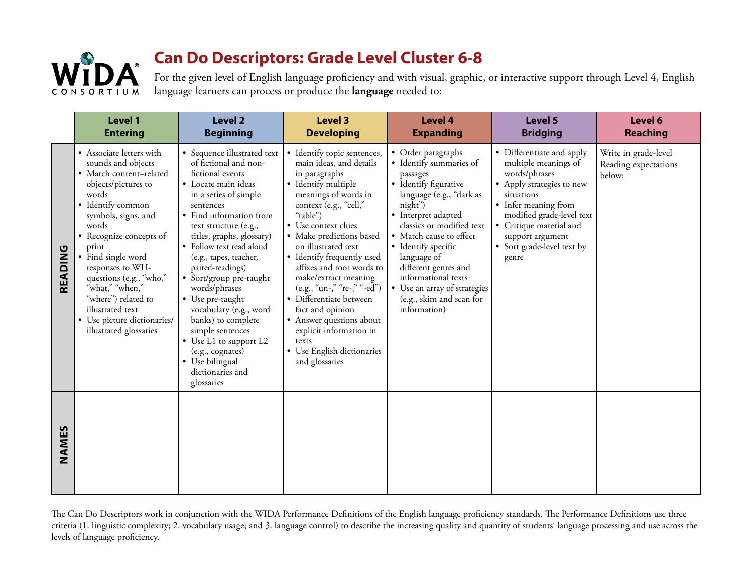# Can Do Descriptors: Grade Level Cluster 6-8

For the given level of English language proficiency and with visual, graphic, or interactive support through Level 4, English language learners can process or produce the **language** needed to:

| | Level 1 Entering | Level 2 Beginning | Level 3 Developing | Level 4 Expanding | Level 5 Bridging | Level 6 Reaching |
|---|---|---|---|---|---|---|
| **READING** | • Associate letters with sounds and objects<br>• Match content–related objects/pictures to words<br>• Identify common symbols, signs, and words<br>• Recognize concepts of print<br>• Find single word responses to WH-questions (e.g., "who," "what," "when," "where") related to illustrated text<br>• Use picture dictionaries/ illustrated glossaries | • Sequence illustrated text of fictional and non-fictional events<br>• Locate main ideas in a series of simple sentences<br>• Find information from text structure (e.g., titles, graphs, glossary)<br>• Follow text read aloud (e.g., tapes, teacher, paired-readings)<br>• Sort/group pre-taught words/phrases<br>• Use pre-taught vocabulary (e.g., word banks) to complete simple sentences<br>• Use L1 to support L2 (e.g., cognates)<br>• Use bilingual dictionaries and glossaries | • Identify topic sentences, main ideas, and details in paragraphs<br>• Identify multiple meanings of words in context (e.g., "cell," "table")<br>• Use context clues<br>• Make predictions based on illustrated text<br>• Identify frequently used affixes and root words to make/extract meaning (e.g., "un-," "re-," "-ed")<br>• Differentiate between fact and opinion<br>• Answer questions about explicit information in texts<br>• Use English dictionaries and glossaries | • Order paragraphs<br>• Identify summaries of passages<br>• Identify figurative language (e.g., "dark as night")<br>• Interpret adapted classics or modified text<br>• Match cause to effect<br>• Identify specific language of different genres and informational texts<br>• Use an array of strategies (e.g., skim and scan for information) | • Differentiate and apply multiple meanings of words/phrases<br>• Apply strategies to new situations<br>• Infer meaning from modified grade-level text<br>• Critique material and support argument<br>• Sort grade-level text by genre | Write in grade-level Reading expectations below: |
| **NAMES** | | | | | | |

The Can Do Descriptors work in conjunction with the WIDA Performance Definitions of the English language proficiency standards. The Performance Definitions use three criteria (1. linguistic complexity; 2. vocabulary usage; and 3. language control) to describe the increasing quality and quantity of students' language processing and use across the levels of language proficiency.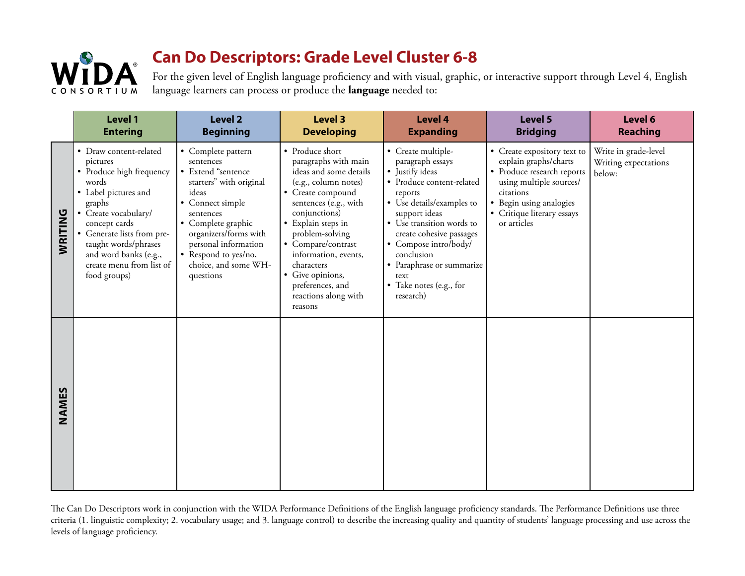WIDA® CONSORTIUM

# Can Do Descriptors: Grade Level Cluster 6-8

For the given level of English language proficiency and with visual, graphic, or interactive support through Level 4, English language learners can process or produce the **language** needed to:

| | Level 1 Entering | Level 2 Beginning | Level 3 Developing | Level 4 Expanding | Level 5 Bridging | Level 6 Reaching |
|---|---|---|---|---|---|---|
| **WRITING** | • Draw content-related pictures<br>• Produce high frequency words<br>• Label pictures and graphs<br>• Create vocabulary/ concept cards<br>• Generate lists from pre-taught words/phrases and word banks (e.g., create menu from list of food groups) | • Complete pattern sentences<br>• Extend "sentence starters" with original ideas<br>• Connect simple sentences<br>• Complete graphic organizers/forms with personal information<br>• Respond to yes/no, choice, and some WH-questions | • Produce short paragraphs with main ideas and some details (e.g., column notes)<br>• Create compound sentences (e.g., with conjunctions)<br>• Explain steps in problem-solving<br>• Compare/contrast information, events, characters<br>• Give opinions, preferences, and reactions along with reasons | • Create multiple-paragraph essays<br>• Justify ideas<br>• Produce content-related reports<br>• Use details/examples to support ideas<br>• Use transition words to create cohesive passages<br>• Compose intro/body/ conclusion<br>• Paraphrase or summarize text<br>• Take notes (e.g., for research) | • Create expository text to explain graphs/charts<br>• Produce research reports using multiple sources/ citations<br>• Begin using analogies<br>• Critique literary essays or articles | Write in grade-level Writing expectations below: |
| **NAMES** | | | | | | |

The Can Do Descriptors work in conjunction with the WIDA Performance Definitions of the English language proficiency standards. The Performance Definitions use three criteria (1. linguistic complexity; 2. vocabulary usage; and 3. language control) to describe the increasing quality and quantity of students' language processing and use across the levels of language proficiency.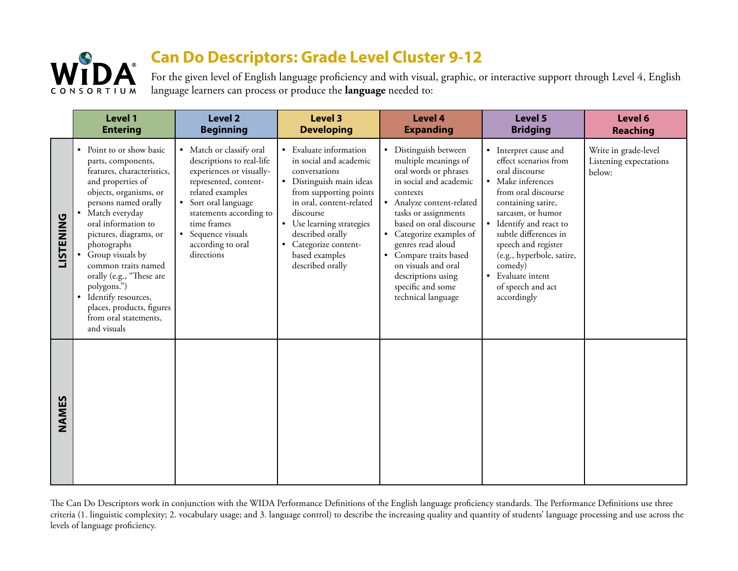WIDA® CONSORTIUM

# Can Do Descriptors: Grade Level Cluster 9-12

For the given level of English language proficiency and with visual, graphic, or interactive support through Level 4, English language learners can process or produce the **language** needed to:

| | Level 1 Entering | Level 2 Beginning | Level 3 Developing | Level 4 Expanding | Level 5 Bridging | Level 6 Reaching |
|---|---|---|---|---|---|---|
| **LISTENING** | • Point to or show basic parts, components, features, characteristics, and properties of objects, organisms, or persons named orally<br>• Match everyday oral information to pictures, diagrams, or photographs<br>• Group visuals by common traits named orally (e.g., "These are polygons.")<br>• Identify resources, places, products, figures from oral statements, and visuals | • Match or classify oral descriptions to real-life experiences or visually-represented, content-related examples<br>• Sort oral language statements according to time frames<br>• Sequence visuals according to oral directions | • Evaluate information in social and academic conversations<br>• Distinguish main ideas from supporting points in oral, content-related discourse<br>• Use learning strategies described orally<br>• Categorize content-based examples described orally | • Distinguish between multiple meanings of oral words or phrases in social and academic contexts<br>• Analyze content-related tasks or assignments based on oral discourse<br>• Categorize examples of genres read aloud<br>• Compare traits based on visuals and oral descriptions using specific and some technical language | • Interpret cause and effect scenarios from oral discourse<br>• Make inferences from oral discourse containing satire, sarcasm, or humor<br>• Identify and react to subtle differences in speech and register (e.g., hyperbole, satire, comedy)<br>• Evaluate intent of speech and act accordingly | Write in grade-level Listening expectations below: |
| **NAMES** | | | | | | |

The Can Do Descriptors work in conjunction with the WIDA Performance Definitions of the English language proficiency standards. The Performance Definitions use three criteria (1. linguistic complexity; 2. vocabulary usage; and 3. language control) to describe the increasing quality and quantity of students' language processing and use across the levels of language proficiency.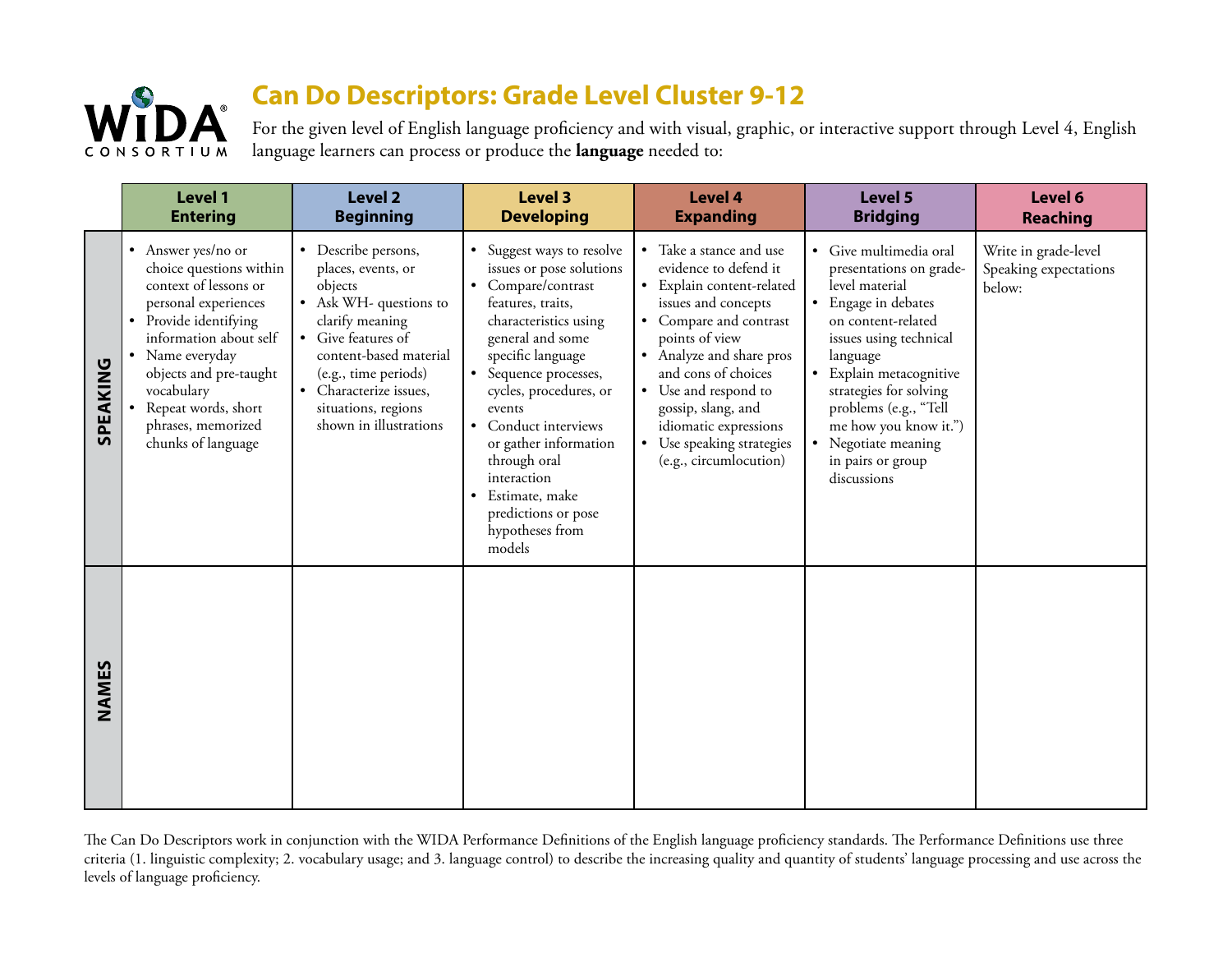# Can Do Descriptors: Grade Level Cluster 9-12

For the given level of English language proficiency and with visual, graphic, or interactive support through Level 4, English language learners can process or produce the **language** needed to:

| | Level 1 Entering | Level 2 Beginning | Level 3 Developing | Level 4 Expanding | Level 5 Bridging | Level 6 Reaching |
|---|---|---|---|---|---|---|
| **SPEAKING** | • Answer yes/no or choice questions within context of lessons or personal experiences<br>• Provide identifying information about self<br>• Name everyday objects and pre-taught vocabulary<br>• Repeat words, short phrases, memorized chunks of language | • Describe persons, places, events, or objects<br>• Ask WH- questions to clarify meaning<br>• Give features of content-based material (e.g., time periods)<br>• Characterize issues, situations, regions shown in illustrations | • Suggest ways to resolve issues or pose solutions<br>• Compare/contrast features, traits, characteristics using general and some specific language<br>• Sequence processes, cycles, procedures, or events<br>• Conduct interviews or gather information through oral interaction<br>• Estimate, make predictions or pose hypotheses from models | • Take a stance and use evidence to defend it<br>• Explain content-related issues and concepts<br>• Compare and contrast points of view<br>• Analyze and share pros and cons of choices<br>• Use and respond to gossip, slang, and idiomatic expressions<br>• Use speaking strategies (e.g., circumlocution) | • Give multimedia oral presentations on grade-level material<br>• Engage in debates on content-related issues using technical language<br>• Explain metacognitive strategies for solving problems (e.g., "Tell me how you know it.")<br>• Negotiate meaning in pairs or group discussions | Write in grade-level Speaking expectations below: |
| **NAMES** | | | | | | |

The Can Do Descriptors work in conjunction with the WIDA Performance Definitions of the English language proficiency standards. The Performance Definitions use three criteria (1. linguistic complexity; 2. vocabulary usage; and 3. language control) to describe the increasing quality and quantity of students' language processing and use across the levels of language proficiency.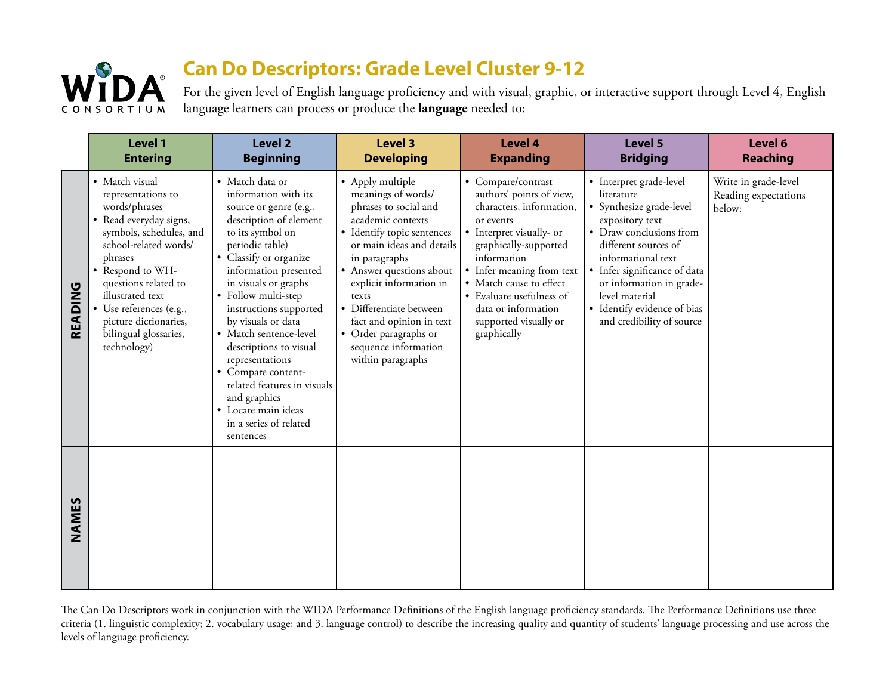# Can Do Descriptors: Grade Level Cluster 9-12

For the given level of English language proficiency and with visual, graphic, or interactive support through Level 4, English language learners can process or produce the **language** needed to:

| | Level 1 Entering | Level 2 Beginning | Level 3 Developing | Level 4 Expanding | Level 5 Bridging | Level 6 Reaching |
|---|---|---|---|---|---|---|
| **READING** | • Match visual representations to words/phrases<br>• Read everyday signs, symbols, schedules, and school-related words/ phrases<br>• Respond to WH-questions related to illustrated text<br>• Use references (e.g., picture dictionaries, bilingual glossaries, technology) | • Match data or information with its source or genre (e.g., description of element to its symbol on periodic table)<br>• Classify or organize information presented in visuals or graphs<br>• Follow multi-step instructions supported by visuals or data<br>• Match sentence-level descriptions to visual representations<br>• Compare content-related features in visuals and graphics<br>• Locate main ideas in a series of related sentences | • Apply multiple meanings of words/ phrases to social and academic contexts<br>• Identify topic sentences or main ideas and details in paragraphs<br>• Answer questions about explicit information in texts<br>• Differentiate between fact and opinion in text<br>• Order paragraphs or sequence information within paragraphs | • Compare/contrast authors' points of view, characters, information, or events<br>• Interpret visually- or graphically-supported information<br>• Infer meaning from text<br>• Match cause to effect<br>• Evaluate usefulness of data or information supported visually or graphically | • Interpret grade-level literature<br>• Synthesize grade-level expository text<br>• Draw conclusions from different sources of informational text<br>• Infer significance of data or information in grade-level material<br>• Identify evidence of bias and credibility of source | Write in grade-level Reading expectations below: |
| **NAMES** | | | | | | |

The Can Do Descriptors work in conjunction with the WIDA Performance Definitions of the English language proficiency standards. The Performance Definitions use three criteria (1. linguistic complexity; 2. vocabulary usage; and 3. language control) to describe the increasing quality and quantity of students' language processing and use across the levels of language proficiency.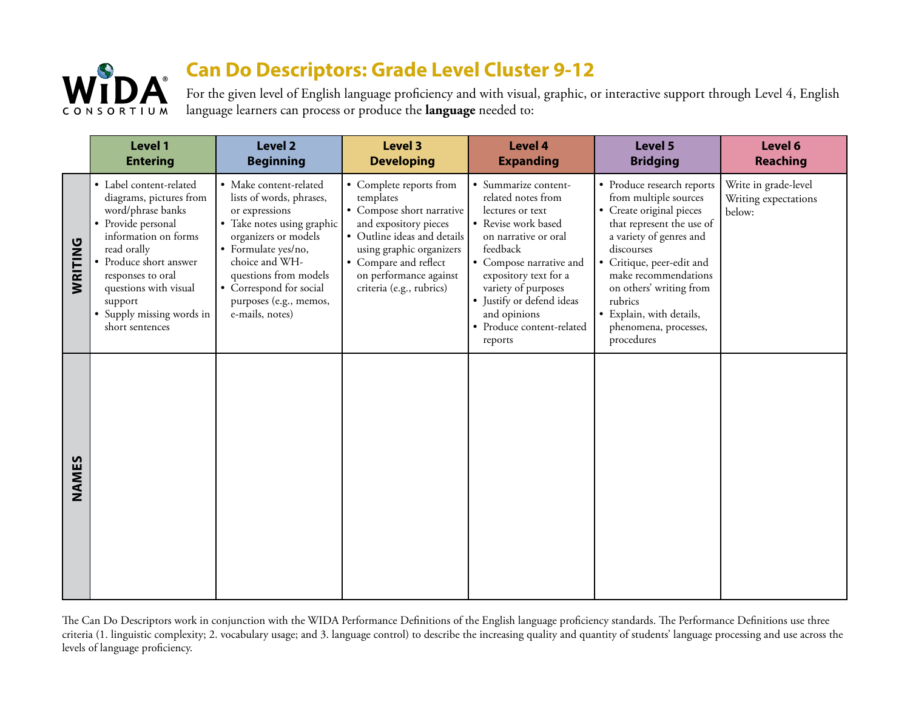WIDA CONSORTIUM

# Can Do Descriptors: Grade Level Cluster 9-12

For the given level of English language proficiency and with visual, graphic, or interactive support through Level 4, English language learners can process or produce the **language** needed to:

| | Level 1 Entering | Level 2 Beginning | Level 3 Developing | Level 4 Expanding | Level 5 Bridging | Level 6 Reaching |
|---|---|---|---|---|---|---|
| **WRITING** | • Label content-related diagrams, pictures from word/phrase banks<br>• Provide personal information on forms read orally<br>• Produce short answer responses to oral questions with visual support<br>• Supply missing words in short sentences | • Make content-related lists of words, phrases, or expressions<br>• Take notes using graphic organizers or models<br>• Formulate yes/no, choice and WH- questions from models<br>• Correspond for social purposes (e.g., memos, e-mails, notes) | • Complete reports from templates<br>• Compose short narrative and expository pieces<br>• Outline ideas and details using graphic organizers<br>• Compare and reflect on performance against criteria (e.g., rubrics) | • Summarize content-related notes from lectures or text<br>• Revise work based on narrative or oral feedback<br>• Compose narrative and expository text for a variety of purposes<br>• Justify or defend ideas and opinions<br>• Produce content-related reports | • Produce research reports from multiple sources<br>• Create original pieces that represent the use of a variety of genres and discourses<br>• Critique, peer-edit and make recommendations on others' writing from rubrics<br>• Explain, with details, phenomena, processes, procedures | Write in grade-level Writing expectations below: |
| **NAMES** | | | | | | |

The Can Do Descriptors work in conjunction with the WIDA Performance Definitions of the English language proficiency standards. The Performance Definitions use three criteria (1. linguistic complexity; 2. vocabulary usage; and 3. language control) to describe the increasing quality and quantity of students' language processing and use across the levels of language proficiency.